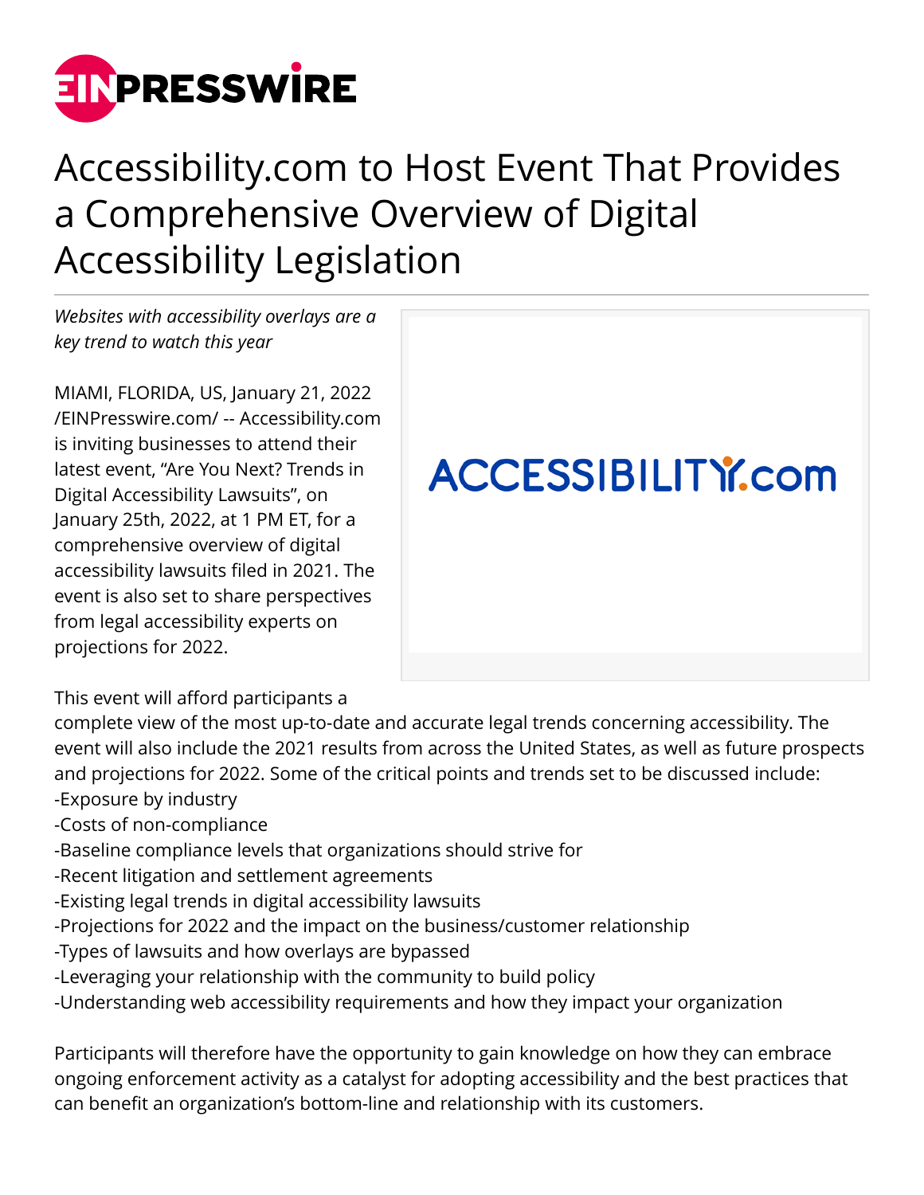# Accessibility.com to Host Event That Provides a Comprehensive Overview of Digital Accessibility Legislation

*Websites with accessibility overlays are a key trend to watch this year*

MIAMI, FLORIDA, US, January 21, 2022 /EINPresswire.com/ -- Accessibility.com is inviting businesses to attend their latest event, "Are You Next? Trends in Digital Accessibility Lawsuits", on January 25th, 2022, at 1 PM ET, for a comprehensive overview of digital accessibility lawsuits filed in 2021. The event is also set to share perspectives from legal accessibility experts on projections for 2022.

This event will afford participants a complete view of the most up-to-date and accurate legal trends concerning accessibility. The event will also include the 2021 results from across the United States, as well as future prospects and projections for 2022. Some of the critical points and trends set to be discussed include:
-Exposure by industry
-Costs of non-compliance
-Baseline compliance levels that organizations should strive for
-Recent litigation and settlement agreements
-Existing legal trends in digital accessibility lawsuits
-Projections for 2022 and the impact on the business/customer relationship
-Types of lawsuits and how overlays are bypassed
-Leveraging your relationship with the community to build policy
-Understanding web accessibility requirements and how they impact your organization

Participants will therefore have the opportunity to gain knowledge on how they can embrace ongoing enforcement activity as a catalyst for adopting accessibility and the best practices that can benefit an organization's bottom-line and relationship with its customers.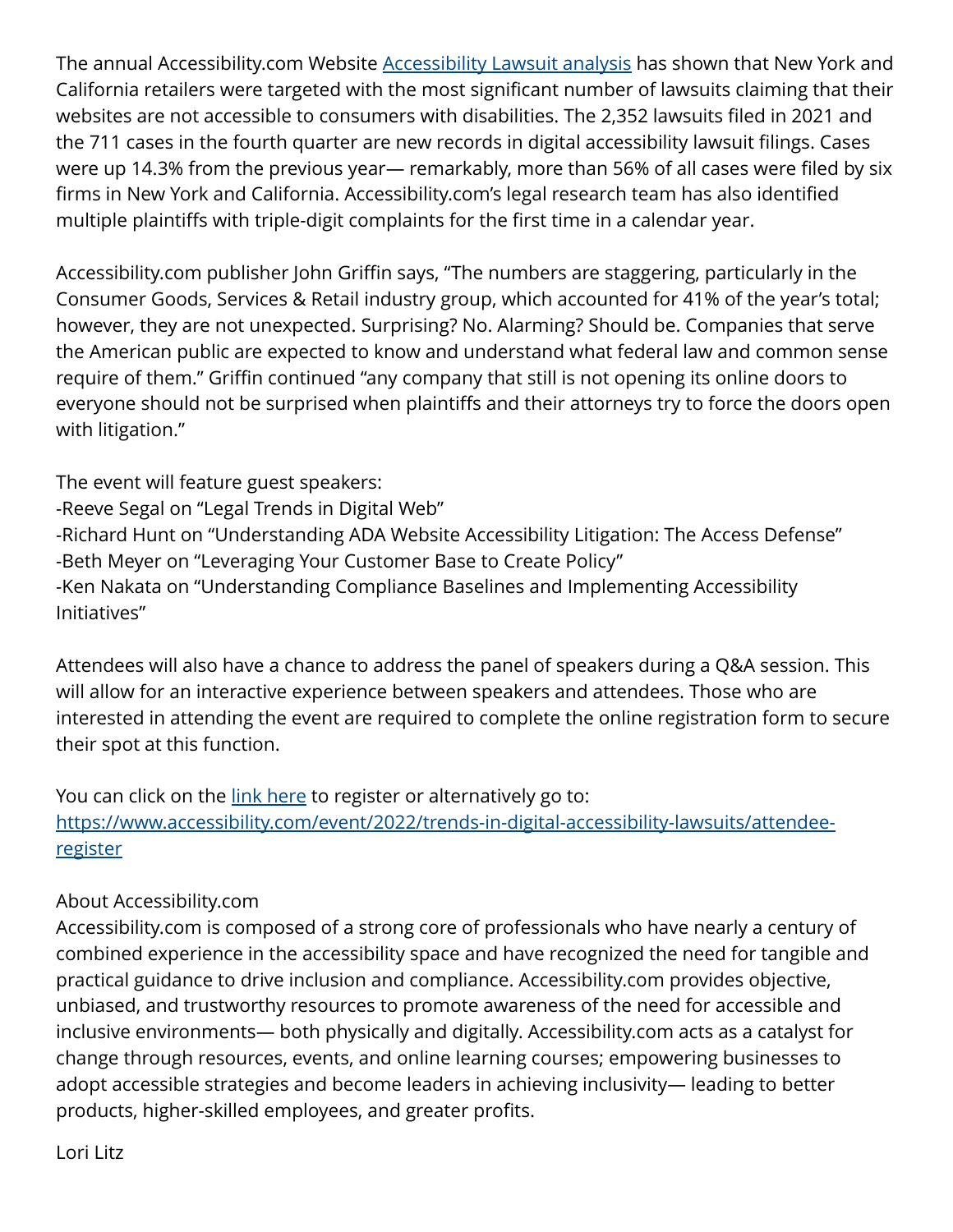The annual Accessibility.com Website Accessibility Lawsuit analysis has shown that New York and California retailers were targeted with the most significant number of lawsuits claiming that their websites are not accessible to consumers with disabilities. The 2,352 lawsuits filed in 2021 and the 711 cases in the fourth quarter are new records in digital accessibility lawsuit filings. Cases were up 14.3% from the previous year— remarkably, more than 56% of all cases were filed by six firms in New York and California. Accessibility.com's legal research team has also identified multiple plaintiffs with triple-digit complaints for the first time in a calendar year.

Accessibility.com publisher John Griffin says, "The numbers are staggering, particularly in the Consumer Goods, Services & Retail industry group, which accounted for 41% of the year's total; however, they are not unexpected. Surprising? No. Alarming? Should be. Companies that serve the American public are expected to know and understand what federal law and common sense require of them." Griffin continued "any company that still is not opening its online doors to everyone should not be surprised when plaintiffs and their attorneys try to force the doors open with litigation."

The event will feature guest speakers:
-Reeve Segal on "Legal Trends in Digital Web"
-Richard Hunt on "Understanding ADA Website Accessibility Litigation: The Access Defense"
-Beth Meyer on "Leveraging Your Customer Base to Create Policy"
-Ken Nakata on "Understanding Compliance Baselines and Implementing Accessibility Initiatives"

Attendees will also have a chance to address the panel of speakers during a Q&A session. This will allow for an interactive experience between speakers and attendees. Those who are interested in attending the event are required to complete the online registration form to secure their spot at this function.

You can click on the link here to register or alternatively go to:
https://www.accessibility.com/event/2022/trends-in-digital-accessibility-lawsuits/attendee-register

About Accessibility.com
Accessibility.com is composed of a strong core of professionals who have nearly a century of combined experience in the accessibility space and have recognized the need for tangible and practical guidance to drive inclusion and compliance. Accessibility.com provides objective, unbiased, and trustworthy resources to promote awareness of the need for accessible and inclusive environments— both physically and digitally. Accessibility.com acts as a catalyst for change through resources, events, and online learning courses; empowering businesses to adopt accessible strategies and become leaders in achieving inclusivity— leading to better products, higher-skilled employees, and greater profits.

Lori Litz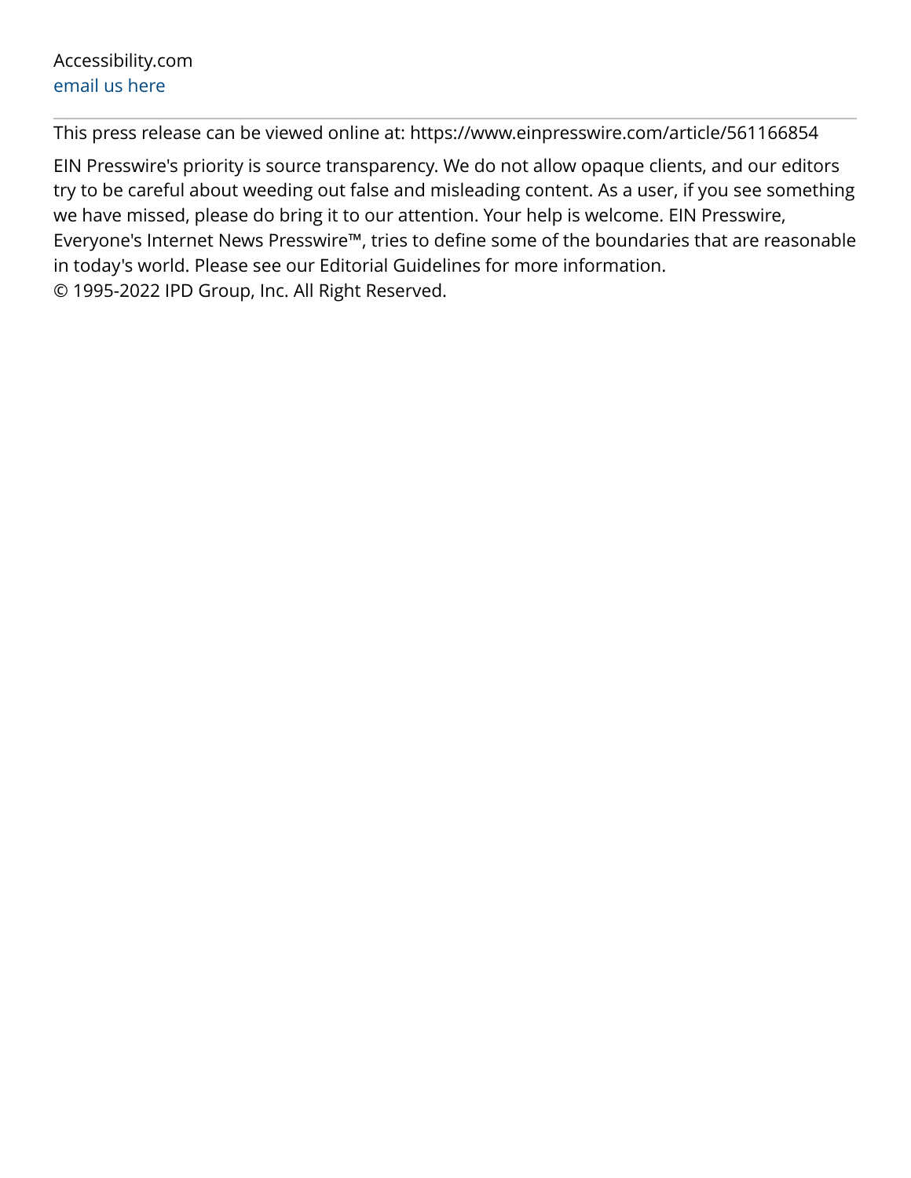Accessibility.com
email us here

---

This press release can be viewed online at: https://www.einpresswire.com/article/561166854

EIN Presswire's priority is source transparency. We do not allow opaque clients, and our editors try to be careful about weeding out false and misleading content. As a user, if you see something we have missed, please do bring it to our attention. Your help is welcome. EIN Presswire, Everyone's Internet News Presswire™, tries to define some of the boundaries that are reasonable in today's world. Please see our Editorial Guidelines for more information.
© 1995-2022 IPD Group, Inc. All Right Reserved.